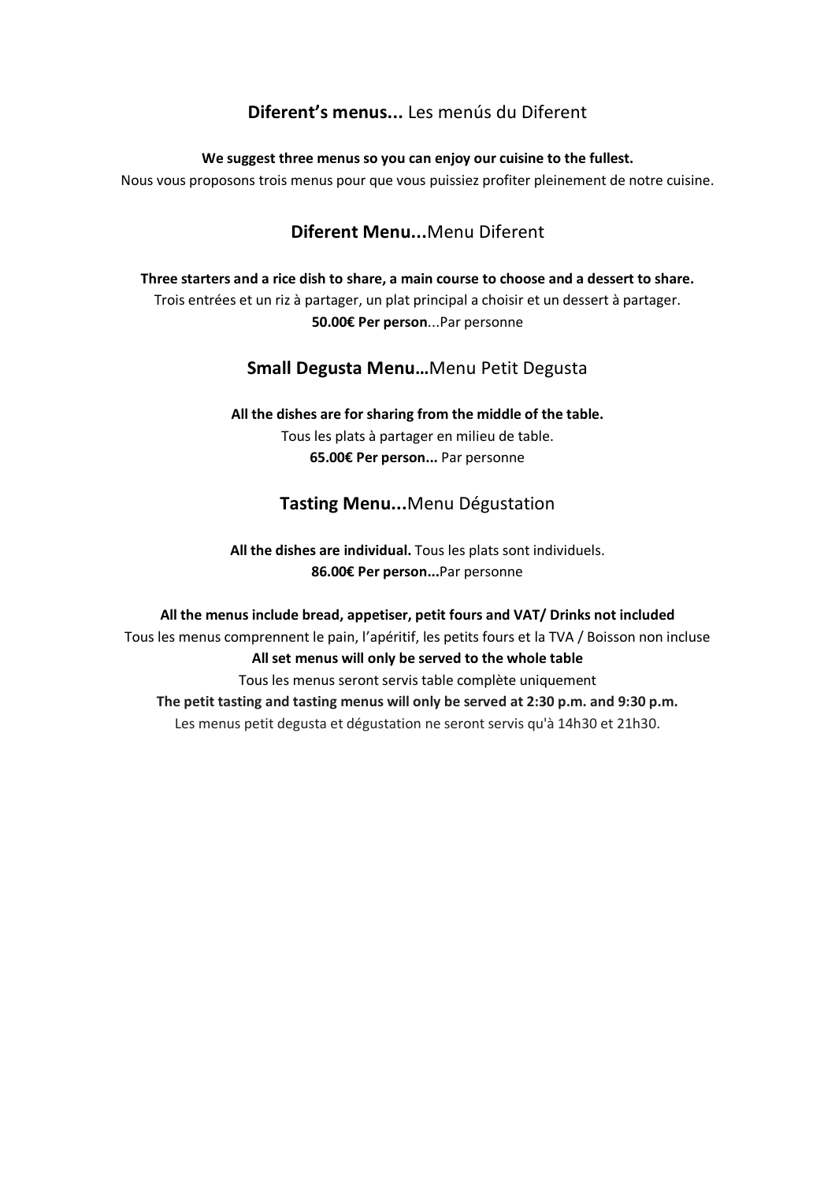## **Diferent's menus...** Les menús du Diferent

**We suggest three menus so you can enjoy our cuisine to the fullest.**
Nous vous proposons trois menus pour que vous puissiez profiter pleinement de notre cuisine.

### **Diferent Menu...**Menu Diferent

**Three starters and a rice dish to share, a main course to choose and a dessert to share.**
Trois entrées et un riz à partager, un plat principal a choisir et un dessert à partager.
**50.00€ Per person**...Par personne

### **Small Degusta Menu…**Menu Petit Degusta

**All the dishes are for sharing from the middle of the table.**
Tous les plats à partager en milieu de table.
**65.00€ Per person...** Par personne

### **Tasting Menu...**Menu Dégustation

**All the dishes are individual.** Tous les plats sont individuels.
**86.00€ Per person...**Par personne

**All the menus include bread, appetiser, petit fours and VAT/ Drinks not included**
Tous les menus comprennent le pain, l'apéritif, les petits fours et la TVA / Boisson non incluse
**All set menus will only be served to the whole table**
Tous les menus seront servis table complète uniquement
**The petit tasting and tasting menus will only be served at 2:30 p.m. and 9:30 p.m.**
Les menus petit degusta et dégustation ne seront servis qu'à 14h30 et 21h30.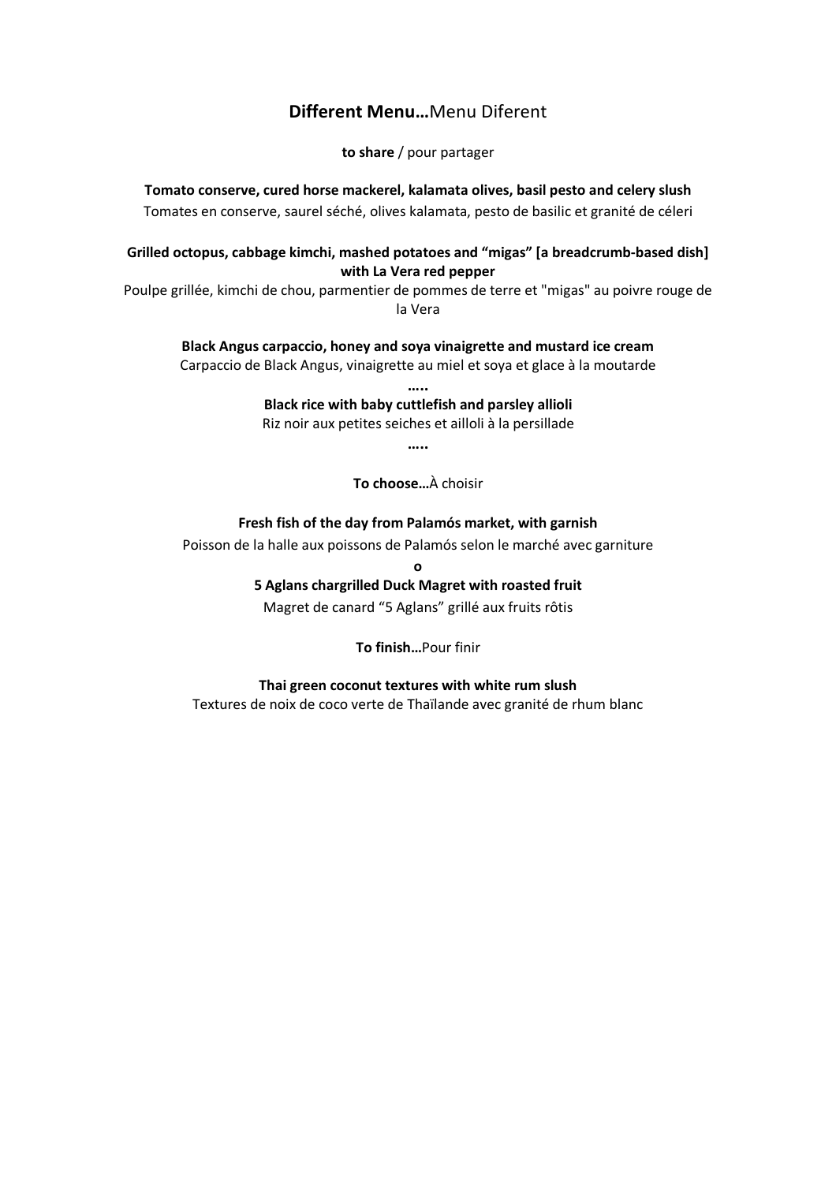## **Different Menu…**Menu Diferent

**to share** / pour partager

**Tomato conserve, cured horse mackerel, kalamata olives, basil pesto and celery slush**
Tomates en conserve, saurel séché, olives kalamata, pesto de basilic et granité de céleri

**Grilled octopus, cabbage kimchi, mashed potatoes and "migas" [a breadcrumb-based dish] with La Vera red pepper**
Poulpe grillée, kimchi de chou, parmentier de pommes de terre et "migas" au poivre rouge de la Vera

**Black Angus carpaccio, honey and soya vinaigrette and mustard ice cream**
Carpaccio de Black Angus, vinaigrette au miel et soya et glace à la moutarde

**…..**

**Black rice with baby cuttlefish and parsley allioli**
Riz noir aux petites seiches et ailloli à la persillade

**…..**

**To choose…**À choisir

**Fresh fish of the day from Palamós market, with garnish**
Poisson de la halle aux poissons de Palamós selon le marché avec garniture

**o**

**5 Aglans chargrilled Duck Magret with roasted fruit**
Magret de canard "5 Aglans" grillé aux fruits rôtis

**To finish…**Pour finir

**Thai green coconut textures with white rum slush**
Textures de noix de coco verte de Thaïlande avec granité de rhum blanc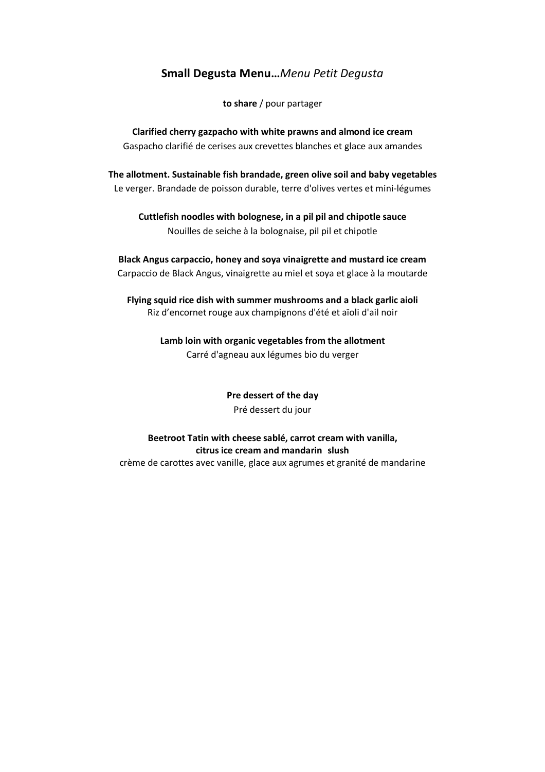## **Small Degusta Menu…***Menu Petit Degusta*

**to share** / pour partager

**Clarified cherry gazpacho with white prawns and almond ice cream**
Gaspacho clarifié de cerises aux crevettes blanches et glace aux amandes

**The allotment. Sustainable fish brandade, green olive soil and baby vegetables**
Le verger. Brandade de poisson durable, terre d'olives vertes et mini-légumes

**Cuttlefish noodles with bolognese, in a pil pil and chipotle sauce**
Nouilles de seiche à la bolognaise, pil pil et chipotle

**Black Angus carpaccio, honey and soya vinaigrette and mustard ice cream**
Carpaccio de Black Angus, vinaigrette au miel et soya et glace à la moutarde

**Flying squid rice dish with summer mushrooms and a black garlic aioli**
Riz d'encornet rouge aux champignons d'été et aïoli d'ail noir

**Lamb loin with organic vegetables from the allotment**
Carré d'agneau aux légumes bio du verger

**Pre dessert of the day**
Pré dessert du jour

**Beetroot Tatin with cheese sablé, carrot cream with vanilla, citrus ice cream and mandarin slush**
crème de carottes avec vanille, glace aux agrumes et granité de mandarine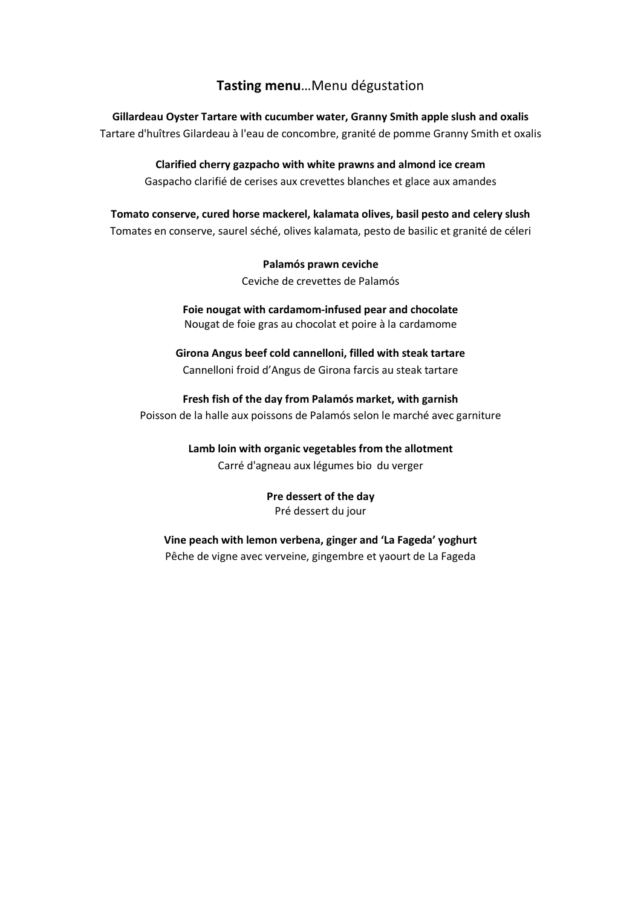## **Tasting menu**…Menu dégustation

**Gillardeau Oyster Tartare with cucumber water, Granny Smith apple slush and oxalis**
Tartare d'huîtres Gilardeau à l'eau de concombre, granité de pomme Granny Smith et oxalis

**Clarified cherry gazpacho with white prawns and almond ice cream**
Gaspacho clarifié de cerises aux crevettes blanches et glace aux amandes

**Tomato conserve, cured horse mackerel, kalamata olives, basil pesto and celery slush**
Tomates en conserve, saurel séché, olives kalamata, pesto de basilic et granité de céleri

**Palamós prawn ceviche**
Ceviche de crevettes de Palamós

**Foie nougat with cardamom-infused pear and chocolate**
Nougat de foie gras au chocolat et poire à la cardamome

**Girona Angus beef cold cannelloni, filled with steak tartare**
Cannelloni froid d'Angus de Girona farcis au steak tartare

**Fresh fish of the day from Palamós market, with garnish**
Poisson de la halle aux poissons de Palamós selon le marché avec garniture

**Lamb loin with organic vegetables from the allotment**
Carré d'agneau aux légumes bio du verger

**Pre dessert of the day**
Pré dessert du jour

**Vine peach with lemon verbena, ginger and 'La Fageda' yoghurt**
Pêche de vigne avec verveine, gingembre et yaourt de La Fageda